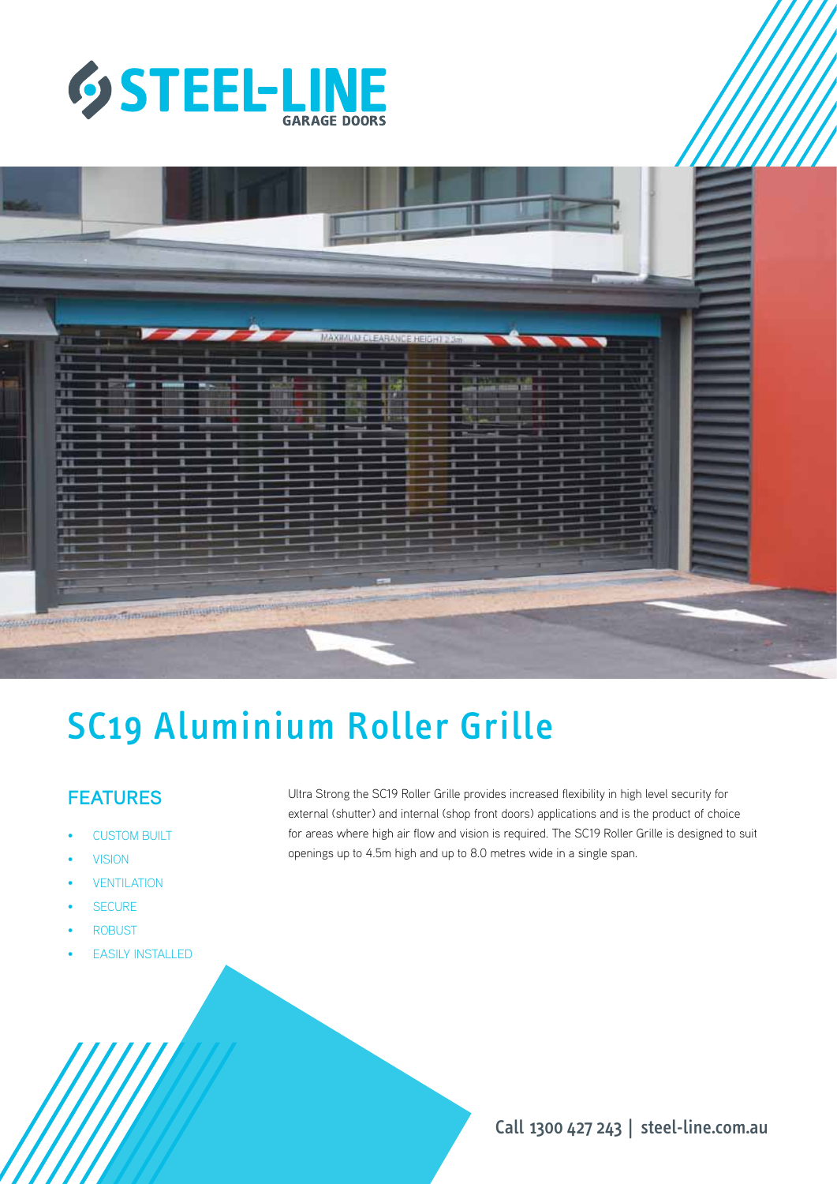# STEEL-LINE GARAGE DOORS

# SC19 Aluminium Roller Grille

## FEATURES

- CUSTOM BUILT
- VISION
- VENTILATION
- SECURE
- ROBUST
- EASILY INSTALLED

Ultra Strong the SC19 Roller Grille provides increased flexibility in high level security for external (shutter) and internal (shop front doors) applications and is the product of choice for areas where high air flow and vision is required. The SC19 Roller Grille is designed to suit openings up to 4.5m high and up to 8.0 metres wide in a single span.

**Call 1300 427 243 | steel-line.com.au**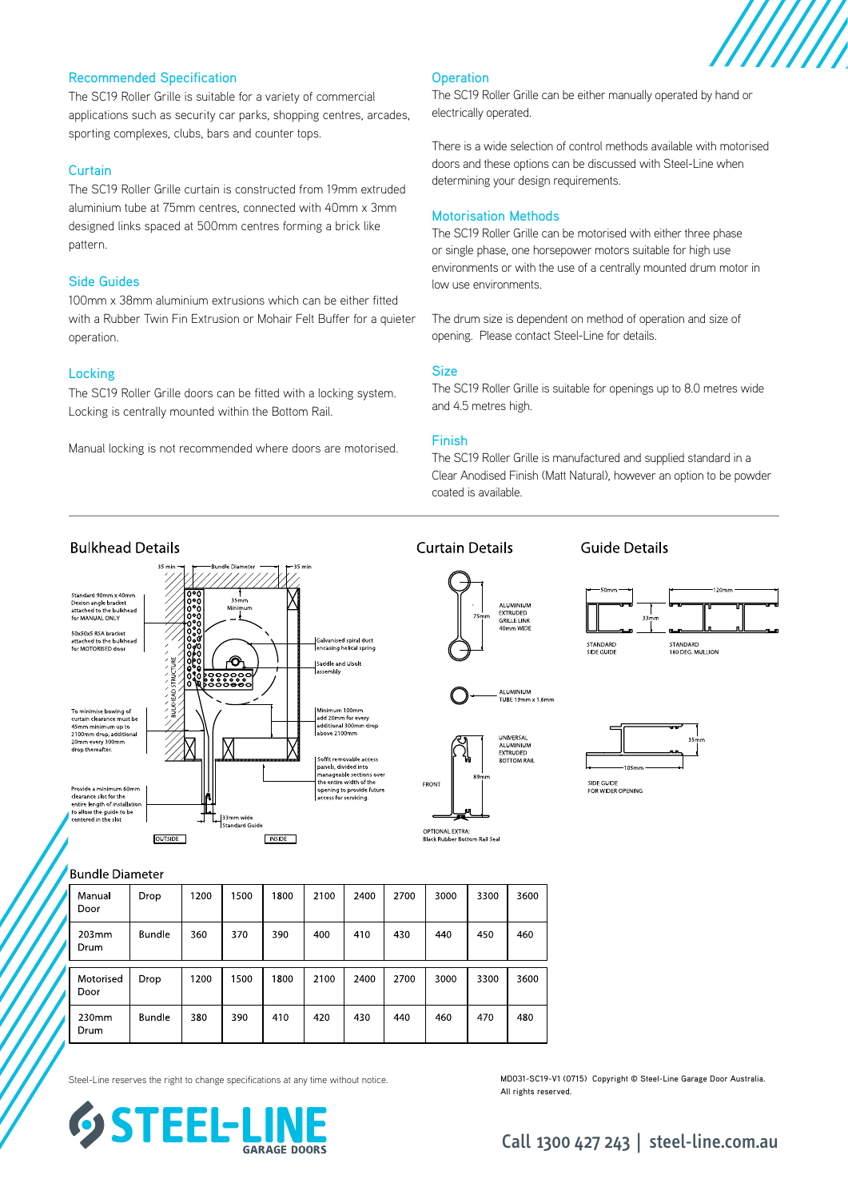## Recommended Specification

The SC19 Roller Grille is suitable for a variety of commercial applications such as security car parks, shopping centres, arcades, sporting complexes, clubs, bars and counter tops.

## Curtain

The SC19 Roller Grille curtain is constructed from 19mm extruded aluminium tube at 75mm centres, connected with 40mm x 3mm designed links spaced at 500mm centres forming a brick like pattern.

## Side Guides

100mm x 38mm aluminium extrusions which can be either fitted with a Rubber Twin Fin Extrusion or Mohair Felt Buffer for a quieter operation.

## Locking

The SC19 Roller Grille doors can be fitted with a locking system. Locking is centrally mounted within the Bottom Rail.

Manual locking is not recommended where doors are motorised.

## Operation

The SC19 Roller Grille can be either manually operated by hand or electrically operated.

There is a wide selection of control methods available with motorised doors and these options can be discussed with Steel-Line when determining your design requirements.

## Motorisation Methods

The SC19 Roller Grille can be motorised with either three phase or single phase, one horsepower motors suitable for high use environments or with the use of a centrally mounted drum motor in low use environments.

The drum size is dependent on method of operation and size of opening. Please contact Steel-Line for details.

## Size

The SC19 Roller Grille is suitable for openings up to 8.0 metres wide and 4.5 metres high.

## Finish

The SC19 Roller Grille is manufactured and supplied standard in a Clear Anodised Finish (Matt Natural), however an option to be powder coated is available.

## Bulkhead Details

35 min
Bundle Diameter
35 min

Standard 90mm x 40mm Dexion angle bracket attached to the bulkhead for MANUAL ONLY

50x50x5 RSA bracket attached to the bulkhead for MOTORISED door

35mm Minimum

BULKHEAD STRUCTURE

Galvanised spiral duct encasing helical spring

Saddle and Ubolt assembly

To minimise bowing of curtain clearance must be 45mm minimum up to 2100mm drop, additional 20mm every 300mm drop thereafter.

Minimum 100mm add 20mm for every additional 300mm drop above 2100mm

Soffit removable access panels, divided into manageable sections over the entire width of the opening to provide future access for servicing.

Provide a minimum 60mm clearance slot for the entire length of installation to allow the guide to be centered in the slot

33mm wide Standard Guide

OUTSIDE

INSIDE

## Curtain Details

75mm
ALUMINIUM EXTRUDED GRILLE LINK 40mm WIDE

ALUMINIUM TUBE 19mm x 1.6mm

FRONT
89mm
UNIVERSAL ALUMINIUM EXTRUDED BOTTOM RAIL

OPTIONAL EXTRA: Black Rubber Bottom Rail Seal

## Guide Details

50mm
STANDARD SIDE GUIDE

120mm
33mm
STANDARD 180 DEG. MULLION

35mm
105mm
SIDE GUIDE FOR WIDER OPENING

## Bundle Diameter

| | | | | | | | | | | |
|---|---|---|---|---|---|---|---|---|---|---|
| Manual Door | Drop | 1200 | 1500 | 1800 | 2100 | 2400 | 2700 | 3000 | 3300 | 3600 |
| 203mm Drum | Bundle | 360 | 370 | 390 | 400 | 410 | 430 | 440 | 450 | 460 |
| Motorised Door | Drop | 1200 | 1500 | 1800 | 2100 | 2400 | 2700 | 3000 | 3300 | 3600 |
| 230mm Drum | Bundle | 380 | 390 | 410 | 420 | 430 | 440 | 460 | 470 | 480 |

Steel-Line reserves the right to change specifications at any time without notice.

MD031-SC19-V1 (0715) Copyright © Steel-Line Garage Door Australia. All rights reserved.

STEEL-LINE GARAGE DOORS

Call 1300 427 243 | steel-line.com.au